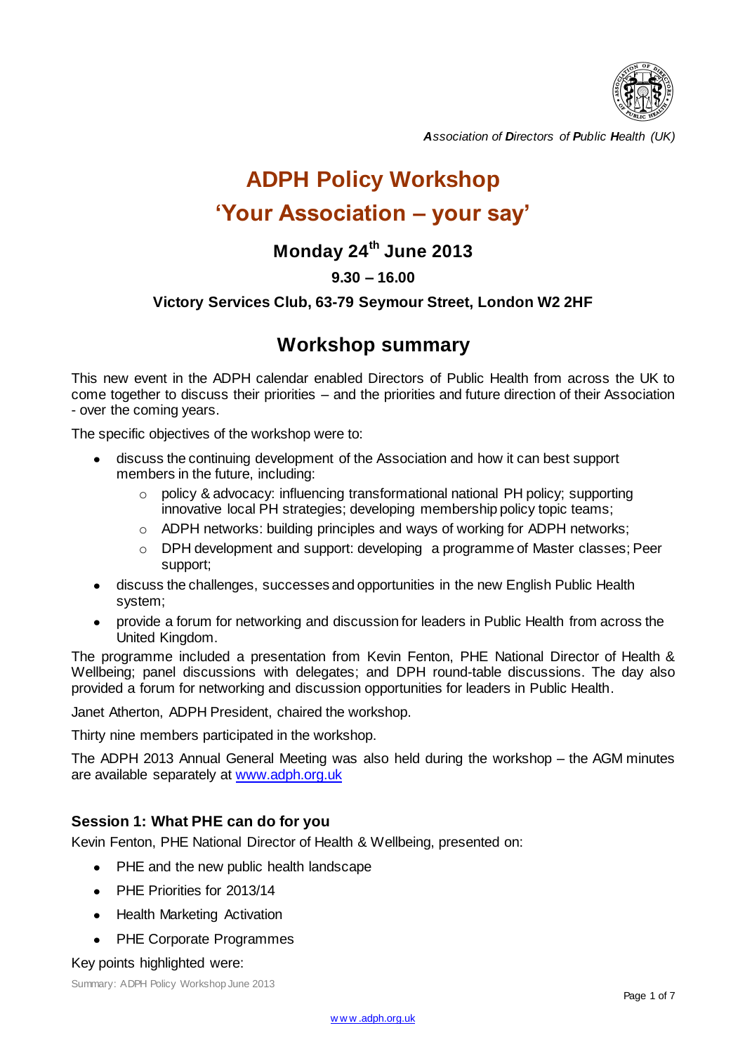*Association of Directors of Public Health (UK)*

# ADPH Policy Workshop

# 'Your Association – your say'

## Monday 24th June 2013

### 9.30 – 16.00

### Victory Services Club, 63-79 Seymour Street, London W2 2HF

## Workshop summary

This new event in the ADPH calendar enabled Directors of Public Health from across the UK to come together to discuss their priorities – and the priorities and future direction of their Association - over the coming years.

The specific objectives of the workshop were to:

- discuss the continuing development of the Association and how it can best support members in the future, including:
  - policy & advocacy: influencing transformational national PH policy; supporting innovative local PH strategies; developing membership policy topic teams;
  - ADPH networks: building principles and ways of working for ADPH networks;
  - DPH development and support: developing a programme of Master classes; Peer support;
- discuss the challenges, successes and opportunities in the new English Public Health system;
- provide a forum for networking and discussion for leaders in Public Health from across the United Kingdom.

The programme included a presentation from Kevin Fenton, PHE National Director of Health & Wellbeing; panel discussions with delegates; and DPH round-table discussions. The day also provided a forum for networking and discussion opportunities for leaders in Public Health.

Janet Atherton, ADPH President, chaired the workshop.

Thirty nine members participated in the workshop.

The ADPH 2013 Annual General Meeting was also held during the workshop – the AGM minutes are available separately at www.adph.org.uk

### Session 1: What PHE can do for you

Kevin Fenton, PHE National Director of Health & Wellbeing, presented on:

- PHE and the new public health landscape
- PHE Priorities for 2013/14
- Health Marketing Activation
- PHE Corporate Programmes

Key points highlighted were: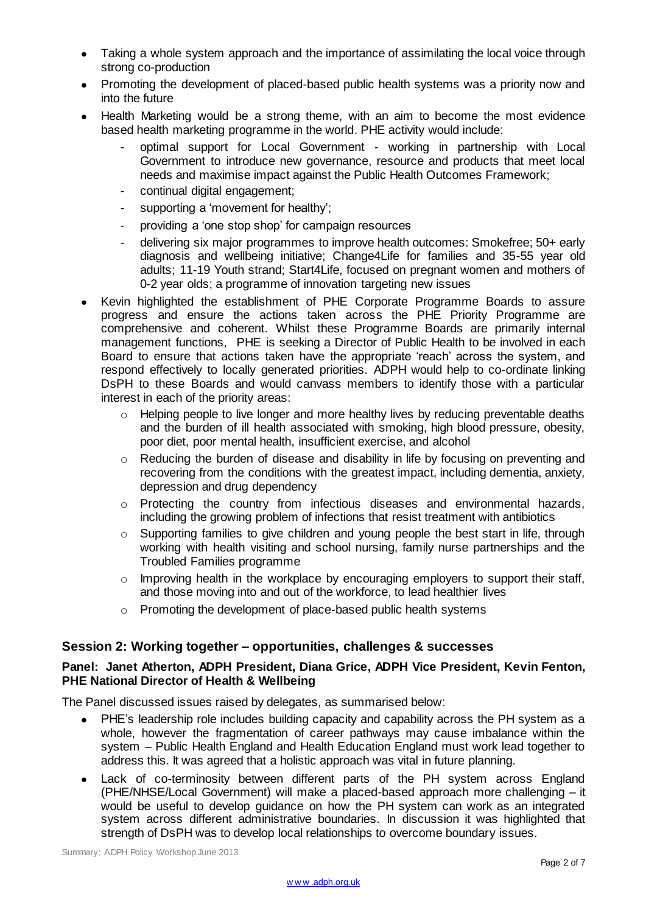- Taking a whole system approach and the importance of assimilating the local voice through strong co-production
- Promoting the development of placed-based public health systems was a priority now and into the future
- Health Marketing would be a strong theme, with an aim to become the most evidence based health marketing programme in the world. PHE activity would include:
    - optimal support for Local Government - working in partnership with Local Government to introduce new governance, resource and products that meet local needs and maximise impact against the Public Health Outcomes Framework;
    - continual digital engagement;
    - supporting a 'movement for healthy';
    - providing a 'one stop shop' for campaign resources
    - delivering six major programmes to improve health outcomes: Smokefree; 50+ early diagnosis and wellbeing initiative; Change4Life for families and 35-55 year old adults; 11-19 Youth strand; Start4Life, focused on pregnant women and mothers of 0-2 year olds; a programme of innovation targeting new issues
- Kevin highlighted the establishment of PHE Corporate Programme Boards to assure progress and ensure the actions taken across the PHE Priority Programme are comprehensive and coherent. Whilst these Programme Boards are primarily internal management functions, PHE is seeking a Director of Public Health to be involved in each Board to ensure that actions taken have the appropriate 'reach' across the system, and respond effectively to locally generated priorities. ADPH would help to co-ordinate linking DsPH to these Boards and would canvass members to identify those with a particular interest in each of the priority areas:
    - Helping people to live longer and more healthy lives by reducing preventable deaths and the burden of ill health associated with smoking, high blood pressure, obesity, poor diet, poor mental health, insufficient exercise, and alcohol
    - Reducing the burden of disease and disability in life by focusing on preventing and recovering from the conditions with the greatest impact, including dementia, anxiety, depression and drug dependency
    - Protecting the country from infectious diseases and environmental hazards, including the growing problem of infections that resist treatment with antibiotics
    - Supporting families to give children and young people the best start in life, through working with health visiting and school nursing, family nurse partnerships and the Troubled Families programme
    - Improving health in the workplace by encouraging employers to support their staff, and those moving into and out of the workforce, to lead healthier lives
    - Promoting the development of place-based public health systems

## Session 2: Working together – opportunities, challenges & successes

### Panel: Janet Atherton, ADPH President, Diana Grice, ADPH Vice President, Kevin Fenton, PHE National Director of Health & Wellbeing

The Panel discussed issues raised by delegates, as summarised below:

- PHE's leadership role includes building capacity and capability across the PH system as a whole, however the fragmentation of career pathways may cause imbalance within the system – Public Health England and Health Education England must work lead together to address this. It was agreed that a holistic approach was vital in future planning.
- Lack of co-terminosity between different parts of the PH system across England (PHE/NHSE/Local Government) will make a placed-based approach more challenging – it would be useful to develop guidance on how the PH system can work as an integrated system across different administrative boundaries. In discussion it was highlighted that strength of DsPH was to develop local relationships to overcome boundary issues.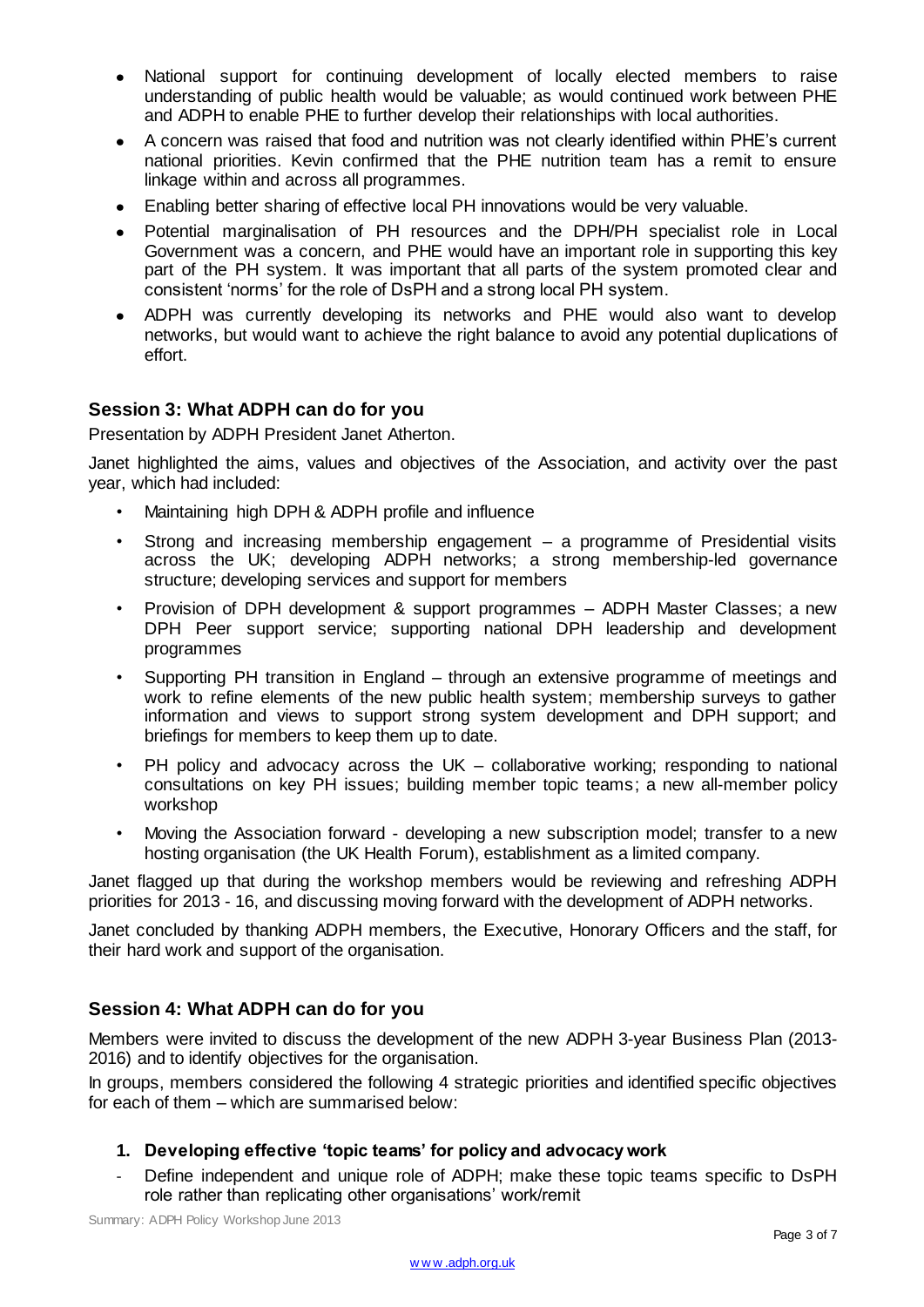- National support for continuing development of locally elected members to raise understanding of public health would be valuable; as would continued work between PHE and ADPH to enable PHE to further develop their relationships with local authorities.
- A concern was raised that food and nutrition was not clearly identified within PHE's current national priorities. Kevin confirmed that the PHE nutrition team has a remit to ensure linkage within and across all programmes.
- Enabling better sharing of effective local PH innovations would be very valuable.
- Potential marginalisation of PH resources and the DPH/PH specialist role in Local Government was a concern, and PHE would have an important role in supporting this key part of the PH system. It was important that all parts of the system promoted clear and consistent 'norms' for the role of DsPH and a strong local PH system.
- ADPH was currently developing its networks and PHE would also want to develop networks, but would want to achieve the right balance to avoid any potential duplications of effort.

## Session 3: What ADPH can do for you

Presentation by ADPH President Janet Atherton.

Janet highlighted the aims, values and objectives of the Association, and activity over the past year, which had included:

- Maintaining high DPH & ADPH profile and influence
- Strong and increasing membership engagement – a programme of Presidential visits across the UK; developing ADPH networks; a strong membership-led governance structure; developing services and support for members
- Provision of DPH development & support programmes – ADPH Master Classes; a new DPH Peer support service; supporting national DPH leadership and development programmes
- Supporting PH transition in England – through an extensive programme of meetings and work to refine elements of the new public health system; membership surveys to gather information and views to support strong system development and DPH support; and briefings for members to keep them up to date.
- PH policy and advocacy across the UK – collaborative working; responding to national consultations on key PH issues; building member topic teams; a new all-member policy workshop
- Moving the Association forward - developing a new subscription model; transfer to a new hosting organisation (the UK Health Forum), establishment as a limited company.

Janet flagged up that during the workshop members would be reviewing and refreshing ADPH priorities for 2013 - 16, and discussing moving forward with the development of ADPH networks.

Janet concluded by thanking ADPH members, the Executive, Honorary Officers and the staff, for their hard work and support of the organisation.

## Session 4: What ADPH can do for you

Members were invited to discuss the development of the new ADPH 3-year Business Plan (2013-2016) and to identify objectives for the organisation.

In groups, members considered the following 4 strategic priorities and identified specific objectives for each of them – which are summarised below:

1. **Developing effective 'topic teams' for policy and advocacy work**

- Define independent and unique role of ADPH; make these topic teams specific to DsPH role rather than replicating other organisations' work/remit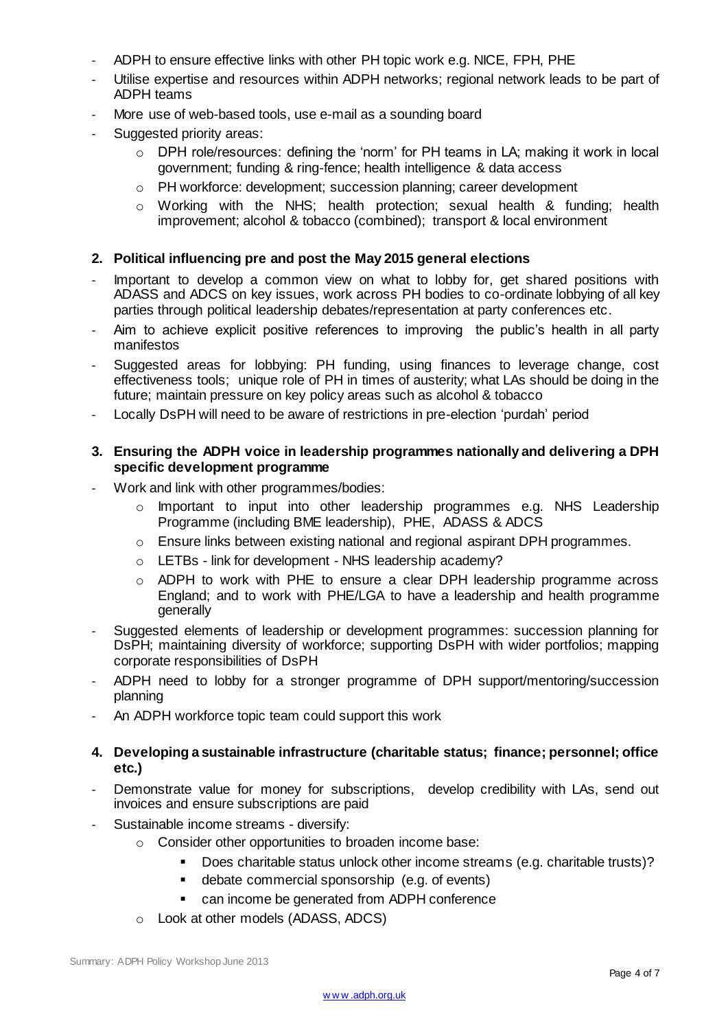- ADPH to ensure effective links with other PH topic work e.g. NICE, FPH, PHE
- Utilise expertise and resources within ADPH networks; regional network leads to be part of ADPH teams
- More use of web-based tools, use e-mail as a sounding board
- Suggested priority areas:
  - DPH role/resources: defining the 'norm' for PH teams in LA; making it work in local government; funding & ring-fence; health intelligence & data access
  - PH workforce: development; succession planning; career development
  - Working with the NHS; health protection; sexual health & funding; health improvement; alcohol & tobacco (combined); transport & local environment

**2. Political influencing pre and post the May 2015 general elections**

- Important to develop a common view on what to lobby for, get shared positions with ADASS and ADCS on key issues, work across PH bodies to co-ordinate lobbying of all key parties through political leadership debates/representation at party conferences etc.
- Aim to achieve explicit positive references to improving the public's health in all party manifestos
- Suggested areas for lobbying: PH funding, using finances to leverage change, cost effectiveness tools; unique role of PH in times of austerity; what LAs should be doing in the future; maintain pressure on key policy areas such as alcohol & tobacco
- Locally DsPH will need to be aware of restrictions in pre-election 'purdah' period

**3. Ensuring the ADPH voice in leadership programmes nationally and delivering a DPH specific development programme**

- Work and link with other programmes/bodies:
  - Important to input into other leadership programmes e.g. NHS Leadership Programme (including BME leadership), PHE, ADASS & ADCS
  - Ensure links between existing national and regional aspirant DPH programmes.
  - LETBs - link for development - NHS leadership academy?
  - ADPH to work with PHE to ensure a clear DPH leadership programme across England; and to work with PHE/LGA to have a leadership and health programme generally
- Suggested elements of leadership or development programmes: succession planning for DsPH; maintaining diversity of workforce; supporting DsPH with wider portfolios; mapping corporate responsibilities of DsPH
- ADPH need to lobby for a stronger programme of DPH support/mentoring/succession planning
- An ADPH workforce topic team could support this work

**4. Developing a sustainable infrastructure (charitable status; finance; personnel; office etc.)**

- Demonstrate value for money for subscriptions, develop credibility with LAs, send out invoices and ensure subscriptions are paid
- Sustainable income streams - diversify:
  - Consider other opportunities to broaden income base:
    - Does charitable status unlock other income streams (e.g. charitable trusts)?
    - debate commercial sponsorship (e.g. of events)
    - can income be generated from ADPH conference
  - Look at other models (ADASS, ADCS)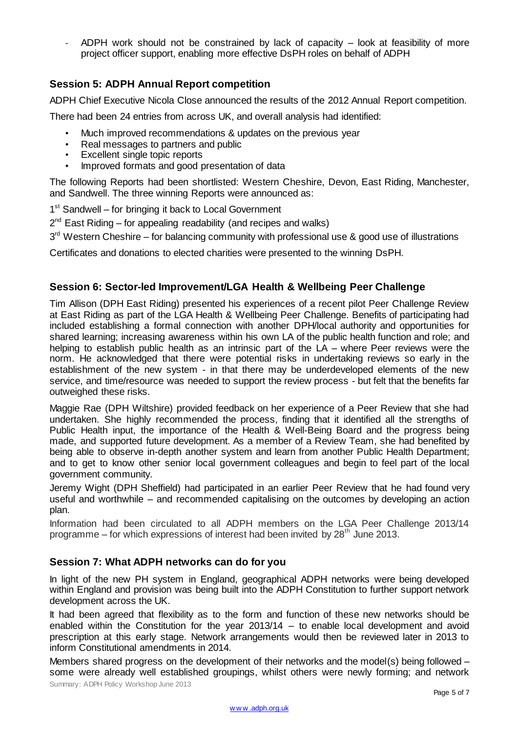- ADPH work should not be constrained by lack of capacity – look at feasibility of more project officer support, enabling more effective DsPH roles on behalf of ADPH

## Session 5: ADPH Annual Report competition

ADPH Chief Executive Nicola Close announced the results of the 2012 Annual Report competition.

There had been 24 entries from across UK, and overall analysis had identified:

- Much improved recommendations & updates on the previous year
- Real messages to partners and public
- Excellent single topic reports
- Improved formats and good presentation of data

The following Reports had been shortlisted: Western Cheshire, Devon, East Riding, Manchester, and Sandwell. The three winning Reports were announced as:

1st Sandwell – for bringing it back to Local Government

2nd East Riding – for appealing readability (and recipes and walks)

3rd Western Cheshire – for balancing community with professional use & good use of illustrations

Certificates and donations to elected charities were presented to the winning DsPH.

## Session 6: Sector-led Improvement/LGA Health & Wellbeing Peer Challenge

Tim Allison (DPH East Riding) presented his experiences of a recent pilot Peer Challenge Review at East Riding as part of the LGA Health & Wellbeing Peer Challenge. Benefits of participating had included establishing a formal connection with another DPH/local authority and opportunities for shared learning; increasing awareness within his own LA of the public health function and role; and helping to establish public health as an intrinsic part of the LA – where Peer reviews were the norm. He acknowledged that there were potential risks in undertaking reviews so early in the establishment of the new system - in that there may be underdeveloped elements of the new service, and time/resource was needed to support the review process - but felt that the benefits far outweighed these risks.

Maggie Rae (DPH Wiltshire) provided feedback on her experience of a Peer Review that she had undertaken. She highly recommended the process, finding that it identified all the strengths of Public Health input, the importance of the Health & Well-Being Board and the progress being made, and supported future development. As a member of a Review Team, she had benefited by being able to observe in-depth another system and learn from another Public Health Department; and to get to know other senior local government colleagues and begin to feel part of the local government community.

Jeremy Wight (DPH Sheffield) had participated in an earlier Peer Review that he had found very useful and worthwhile – and recommended capitalising on the outcomes by developing an action plan.

Information had been circulated to all ADPH members on the LGA Peer Challenge 2013/14 programme – for which expressions of interest had been invited by 28th June 2013.

## Session 7: What ADPH networks can do for you

In light of the new PH system in England, geographical ADPH networks were being developed within England and provision was being built into the ADPH Constitution to further support network development across the UK.

It had been agreed that flexibility as to the form and function of these new networks should be enabled within the Constitution for the year 2013/14 – to enable local development and avoid prescription at this early stage. Network arrangements would then be reviewed later in 2013 to inform Constitutional amendments in 2014.

Members shared progress on the development of their networks and the model(s) being followed – some were already well established groupings, whilst others were newly forming; and network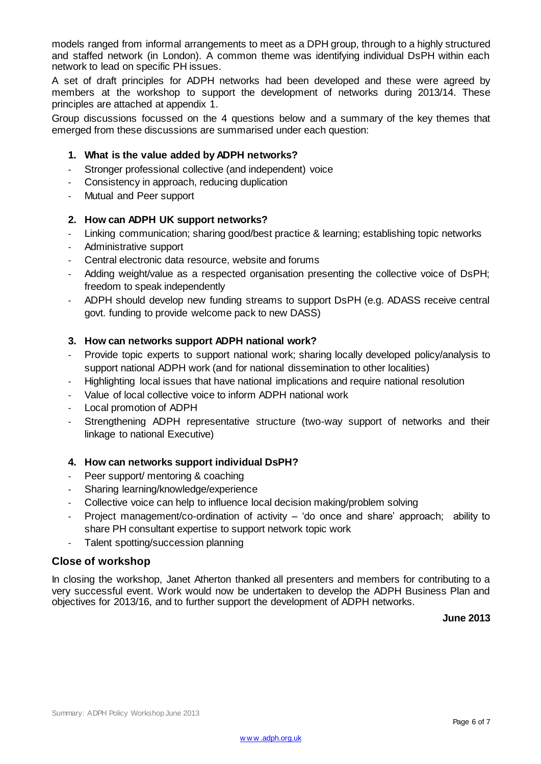models ranged from informal arrangements to meet as a DPH group, through to a highly structured and staffed network (in London). A common theme was identifying individual DsPH within each network to lead on specific PH issues.

A set of draft principles for ADPH networks had been developed and these were agreed by members at the workshop to support the development of networks during 2013/14. These principles are attached at appendix 1.

Group discussions focussed on the 4 questions below and a summary of the key themes that emerged from these discussions are summarised under each question:

1. **What is the value added by ADPH networks?**
   - Stronger professional collective (and independent) voice
   - Consistency in approach, reducing duplication
   - Mutual and Peer support

2. **How can ADPH UK support networks?**
   - Linking communication; sharing good/best practice & learning; establishing topic networks
   - Administrative support
   - Central electronic data resource, website and forums
   - Adding weight/value as a respected organisation presenting the collective voice of DsPH; freedom to speak independently
   - ADPH should develop new funding streams to support DsPH (e.g. ADASS receive central govt. funding to provide welcome pack to new DASS)

3. **How can networks support ADPH national work?**
   - Provide topic experts to support national work; sharing locally developed policy/analysis to support national ADPH work (and for national dissemination to other localities)
   - Highlighting local issues that have national implications and require national resolution
   - Value of local collective voice to inform ADPH national work
   - Local promotion of ADPH
   - Strengthening ADPH representative structure (two-way support of networks and their linkage to national Executive)

4. **How can networks support individual DsPH?**
   - Peer support/ mentoring & coaching
   - Sharing learning/knowledge/experience
   - Collective voice can help to influence local decision making/problem solving
   - Project management/co-ordination of activity – 'do once and share' approach; ability to share PH consultant expertise to support network topic work
   - Talent spotting/succession planning

## Close of workshop

In closing the workshop, Janet Atherton thanked all presenters and members for contributing to a very successful event. Work would now be undertaken to develop the ADPH Business Plan and objectives for 2013/16, and to further support the development of ADPH networks.

**June 2013**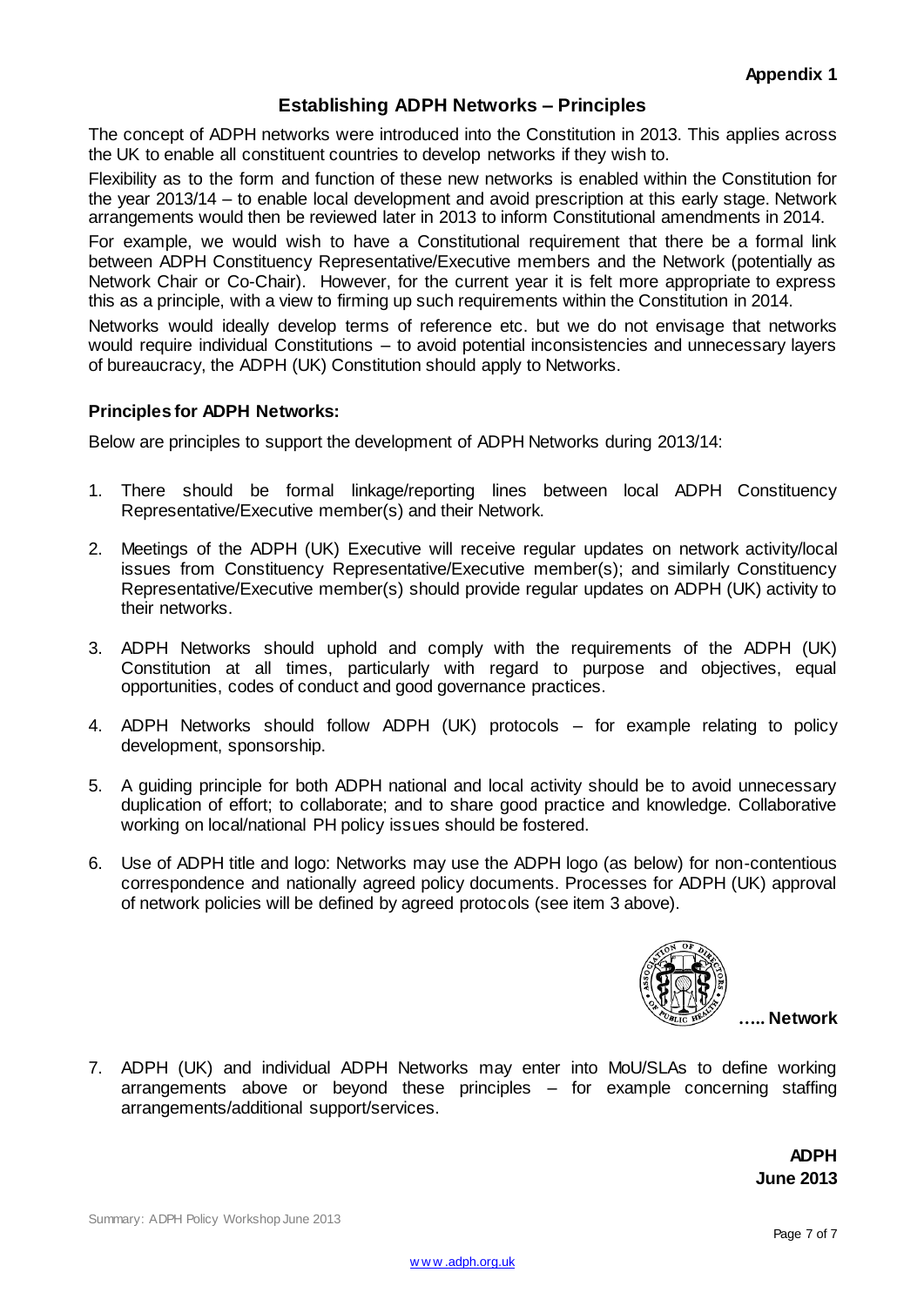**Appendix 1**

## Establishing ADPH Networks – Principles

The concept of ADPH networks were introduced into the Constitution in 2013. This applies across the UK to enable all constituent countries to develop networks if they wish to.

Flexibility as to the form and function of these new networks is enabled within the Constitution for the year 2013/14 – to enable local development and avoid prescription at this early stage. Network arrangements would then be reviewed later in 2013 to inform Constitutional amendments in 2014.

For example, we would wish to have a Constitutional requirement that there be a formal link between ADPH Constituency Representative/Executive members and the Network (potentially as Network Chair or Co-Chair). However, for the current year it is felt more appropriate to express this as a principle, with a view to firming up such requirements within the Constitution in 2014.

Networks would ideally develop terms of reference etc. but we do not envisage that networks would require individual Constitutions – to avoid potential inconsistencies and unnecessary layers of bureaucracy, the ADPH (UK) Constitution should apply to Networks.

### Principles for ADPH Networks:

Below are principles to support the development of ADPH Networks during 2013/14:

1. There should be formal linkage/reporting lines between local ADPH Constituency Representative/Executive member(s) and their Network.
2. Meetings of the ADPH (UK) Executive will receive regular updates on network activity/local issues from Constituency Representative/Executive member(s); and similarly Constituency Representative/Executive member(s) should provide regular updates on ADPH (UK) activity to their networks.
3. ADPH Networks should uphold and comply with the requirements of the ADPH (UK) Constitution at all times, particularly with regard to purpose and objectives, equal opportunities, codes of conduct and good governance practices.
4. ADPH Networks should follow ADPH (UK) protocols – for example relating to policy development, sponsorship.
5. A guiding principle for both ADPH national and local activity should be to avoid unnecessary duplication of effort; to collaborate; and to share good practice and knowledge. Collaborative working on local/national PH policy issues should be fostered.
6. Use of ADPH title and logo: Networks may use the ADPH logo (as below) for non-contentious correspondence and nationally agreed policy documents. Processes for ADPH (UK) approval of network policies will be defined by agreed protocols (see item 3 above).

**….. Network**

7. ADPH (UK) and individual ADPH Networks may enter into MoU/SLAs to define working arrangements above or beyond these principles – for example concerning staffing arrangements/additional support/services.

**ADPH**
**June 2013**

Summary: ADPH Policy Workshop June 2013

www.adph.org.uk